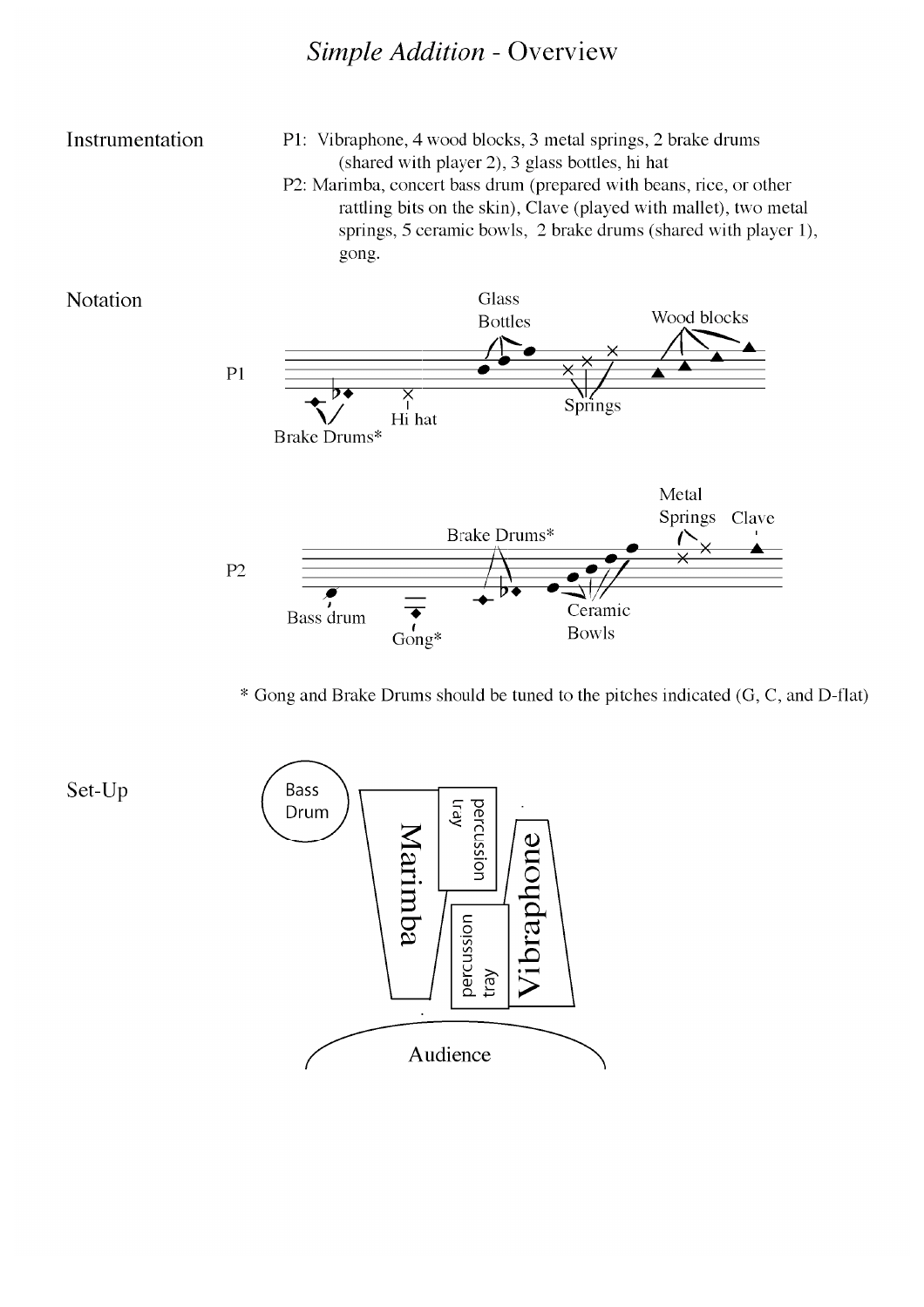# *Simple Addition* - Overview

## Instrumentation

P1: Vibraphone, 4 wood blocks, 3 metal springs, 2 brake drums (shared with player 2), 3 glass bottles, hi hat

P2: Marimba, concert bass drum (prepared with beans, rice, or other rattling bits on the skin), Clave (played with mallet), two metal springs, 5 ceramic bowls, 2 brake drums (shared with player 1), gong.

## Notation

P1: Brake Drums*, Hi hat, Glass Bottles, Springs, Wood blocks

P2: Bass drum, Gong*, Brake Drums*, Ceramic Bowls, Metal Springs, Clave

\* Gong and Brake Drums should be tuned to the pitches indicated (G, C, and D-flat)

## Set-Up

Bass Drum, Marimba, percussion tray, percussion tray, Vibraphone

Audience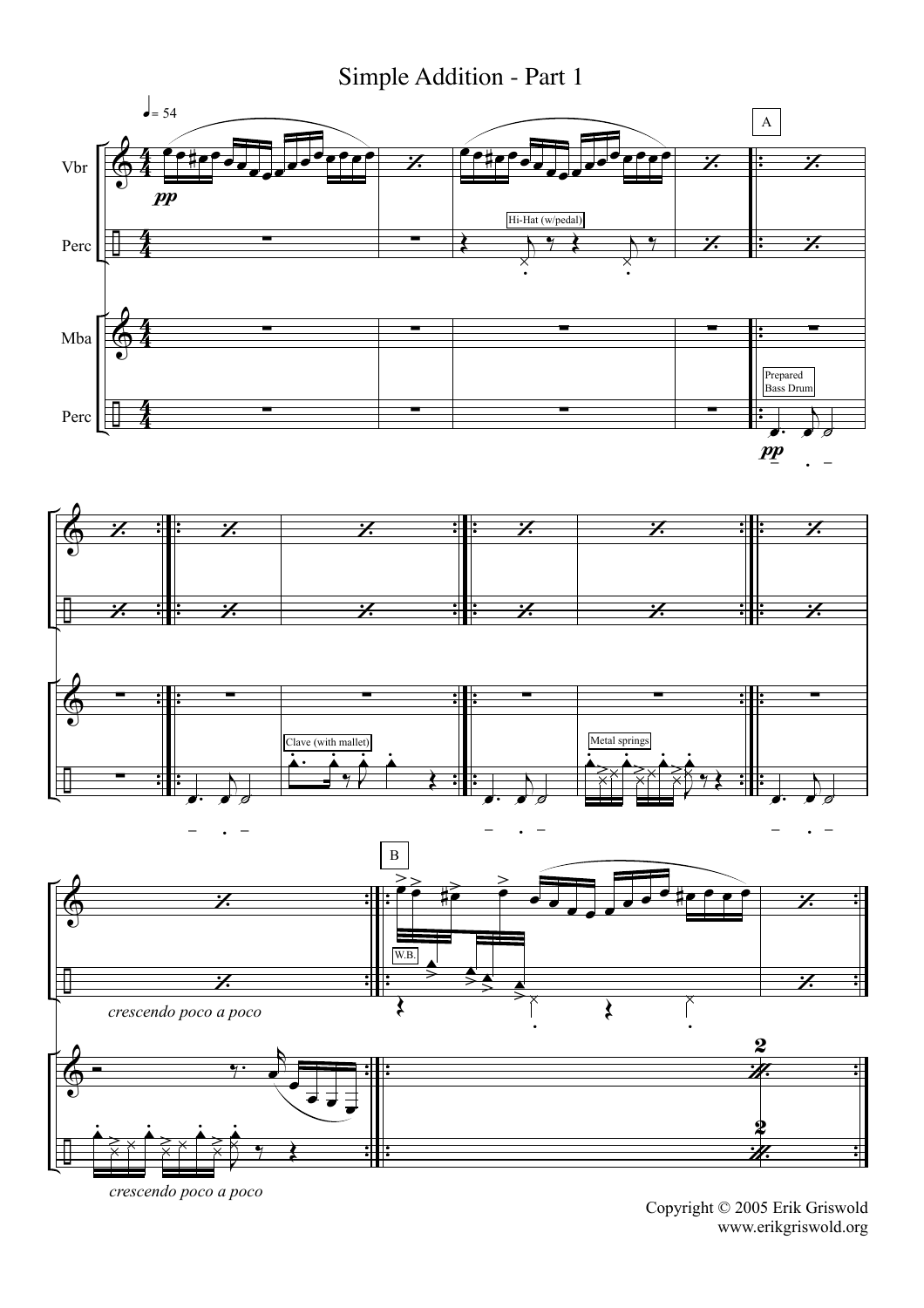# Simple Addition - Part 1

♩= 54

Vbr

Perc

Mba

Perc

*pp*

Hi-Hat (w/pedal)

A

Prepared Bass Drum

*pp*

Clave (with mallet)

Metal springs

*crescendo poco a poco*

*crescendo poco a poco*

B

W.B.

Copyright © 2005 Erik Griswold
www.erikgriswold.org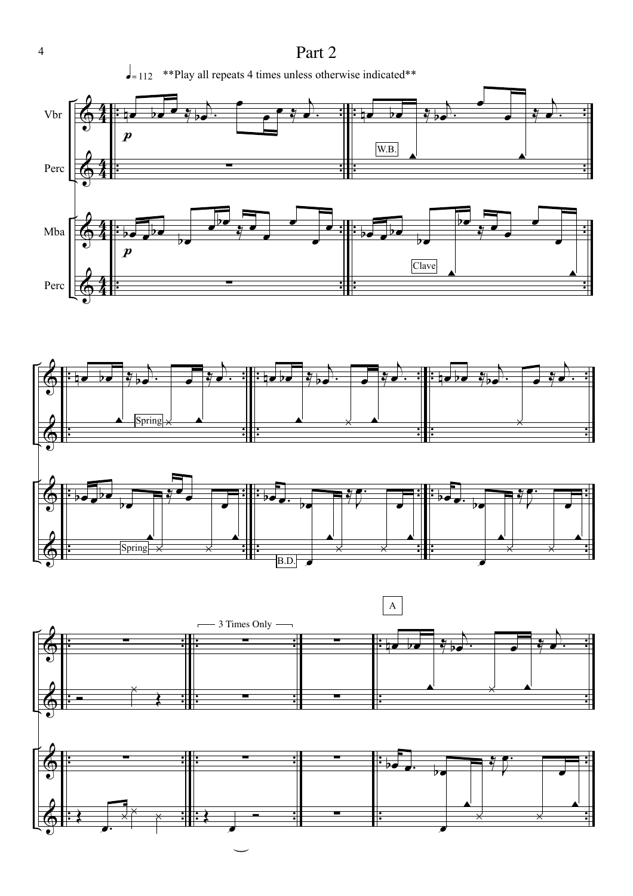# Part 2

♩= 112 **Play all repeats 4 times unless otherwise indicated**

Vbr

Perc

Mba

Perc

*p*

W.B.

Clave

Spring

B.D.

3 Times Only

A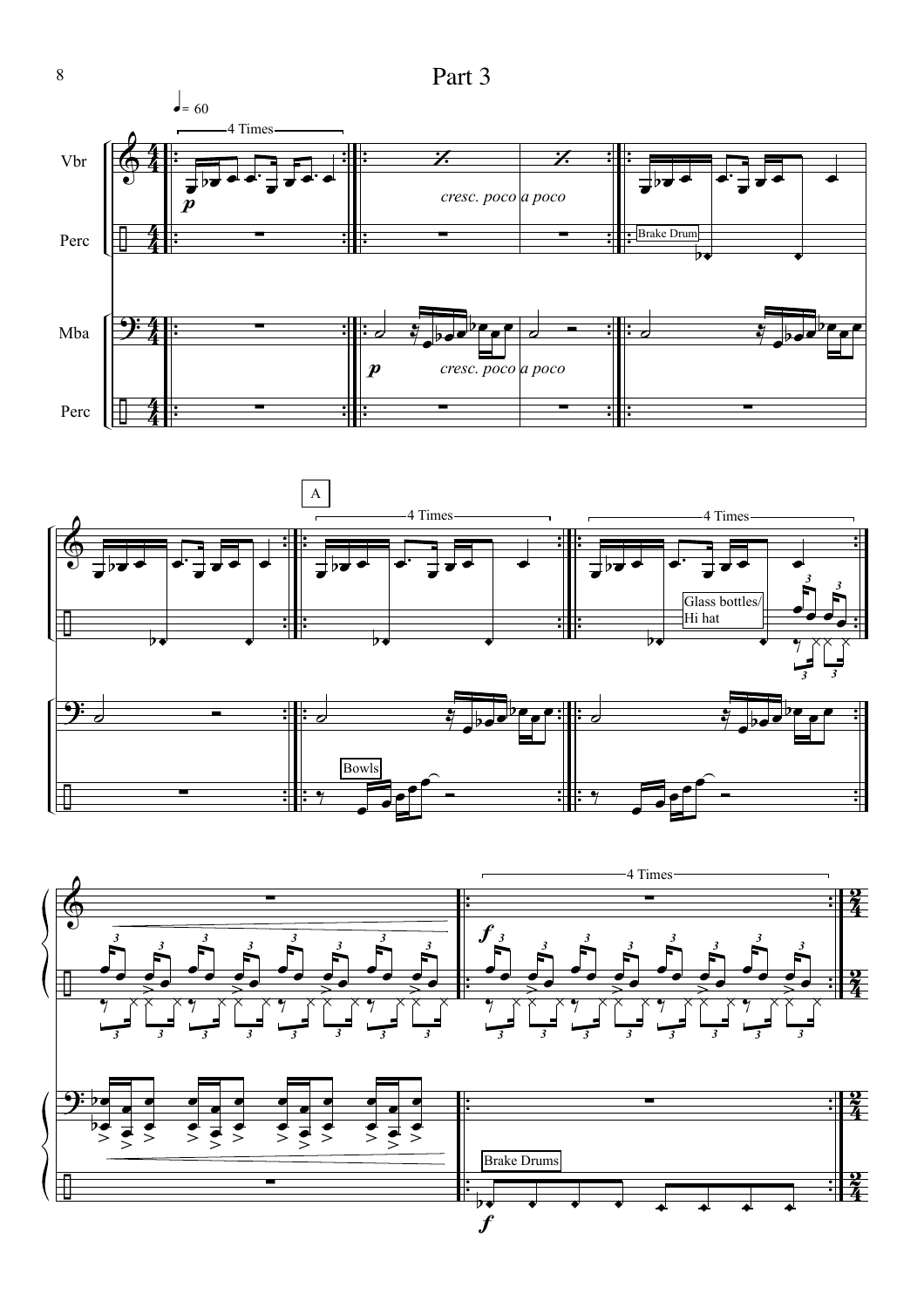# Part 3